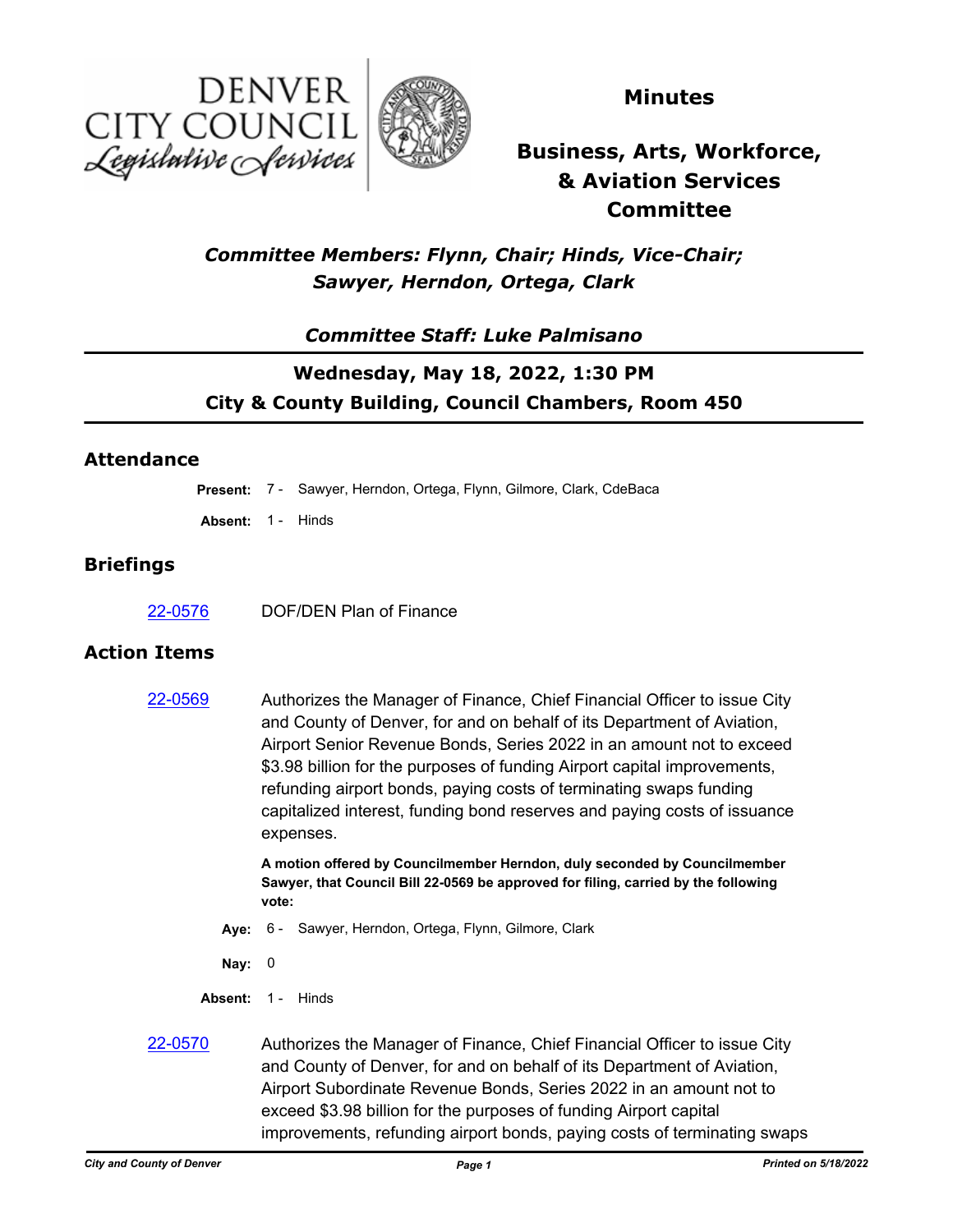# Minutes

## Business, Arts, Workforce, & Aviation Services Committee

***Committee Members: Flynn, Chair; Hinds, Vice-Chair; Sawyer, Herndon, Ortega, Clark***

***Committee Staff: Luke Palmisano***

**Wednesday, May 18, 2022, 1:30 PM**

**City & County Building, Council Chambers, Room 450**

## Attendance

**Present:** 7 - Sawyer, Herndon, Ortega, Flynn, Gilmore, Clark, CdeBaca

**Absent:** 1 - Hinds

## Briefings

22-0576 DOF/DEN Plan of Finance

## Action Items

22-0569 Authorizes the Manager of Finance, Chief Financial Officer to issue City and County of Denver, for and on behalf of its Department of Aviation, Airport Senior Revenue Bonds, Series 2022 in an amount not to exceed $3.98 billion for the purposes of funding Airport capital improvements, refunding airport bonds, paying costs of terminating swaps funding capitalized interest, funding bond reserves and paying costs of issuance expenses.

**A motion offered by Councilmember Herndon, duly seconded by Councilmember Sawyer, that Council Bill 22-0569 be approved for filing, carried by the following vote:**

**Aye:** 6 - Sawyer, Herndon, Ortega, Flynn, Gilmore, Clark

**Nay:** 0

**Absent:** 1 - Hinds

22-0570 Authorizes the Manager of Finance, Chief Financial Officer to issue City and County of Denver, for and on behalf of its Department of Aviation, Airport Subordinate Revenue Bonds, Series 2022 in an amount not to exceed $3.98 billion for the purposes of funding Airport capital improvements, refunding airport bonds, paying costs of terminating swaps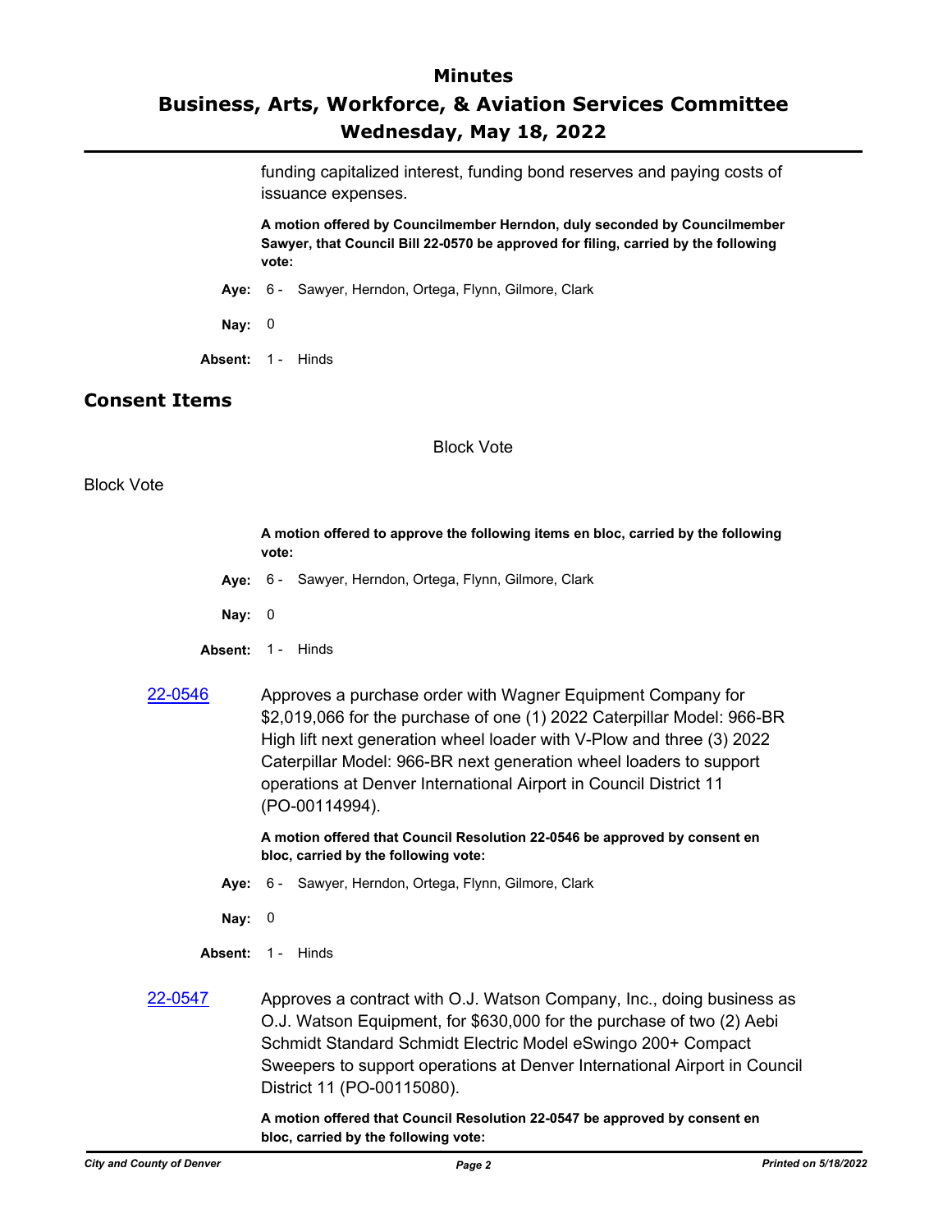funding capitalized interest, funding bond reserves and paying costs of issuance expenses.

**A motion offered by Councilmember Herndon, duly seconded by Councilmember Sawyer, that Council Bill 22-0570 be approved for filing, carried by the following vote:**

**Aye:** 6 - Sawyer, Herndon, Ortega, Flynn, Gilmore, Clark

**Nay:** 0

**Absent:** 1 - Hinds

## Consent Items

Block Vote

Block Vote

**A motion offered to approve the following items en bloc, carried by the following vote:**

**Aye:** 6 - Sawyer, Herndon, Ortega, Flynn, Gilmore, Clark

**Nay:** 0

**Absent:** 1 - Hinds

22-0546 Approves a purchase order with Wagner Equipment Company for $2,019,066 for the purchase of one (1) 2022 Caterpillar Model: 966-BR High lift next generation wheel loader with V-Plow and three (3) 2022 Caterpillar Model: 966-BR next generation wheel loaders to support operations at Denver International Airport in Council District 11 (PO-00114994).

**A motion offered that Council Resolution 22-0546 be approved by consent en bloc, carried by the following vote:**

**Aye:** 6 - Sawyer, Herndon, Ortega, Flynn, Gilmore, Clark

**Nay:** 0

**Absent:** 1 - Hinds

22-0547 Approves a contract with O.J. Watson Company, Inc., doing business as O.J. Watson Equipment, for $630,000 for the purchase of two (2) Aebi Schmidt Standard Schmidt Electric Model eSwingo 200+ Compact Sweepers to support operations at Denver International Airport in Council District 11 (PO-00115080).

**A motion offered that Council Resolution 22-0547 be approved by consent en bloc, carried by the following vote:**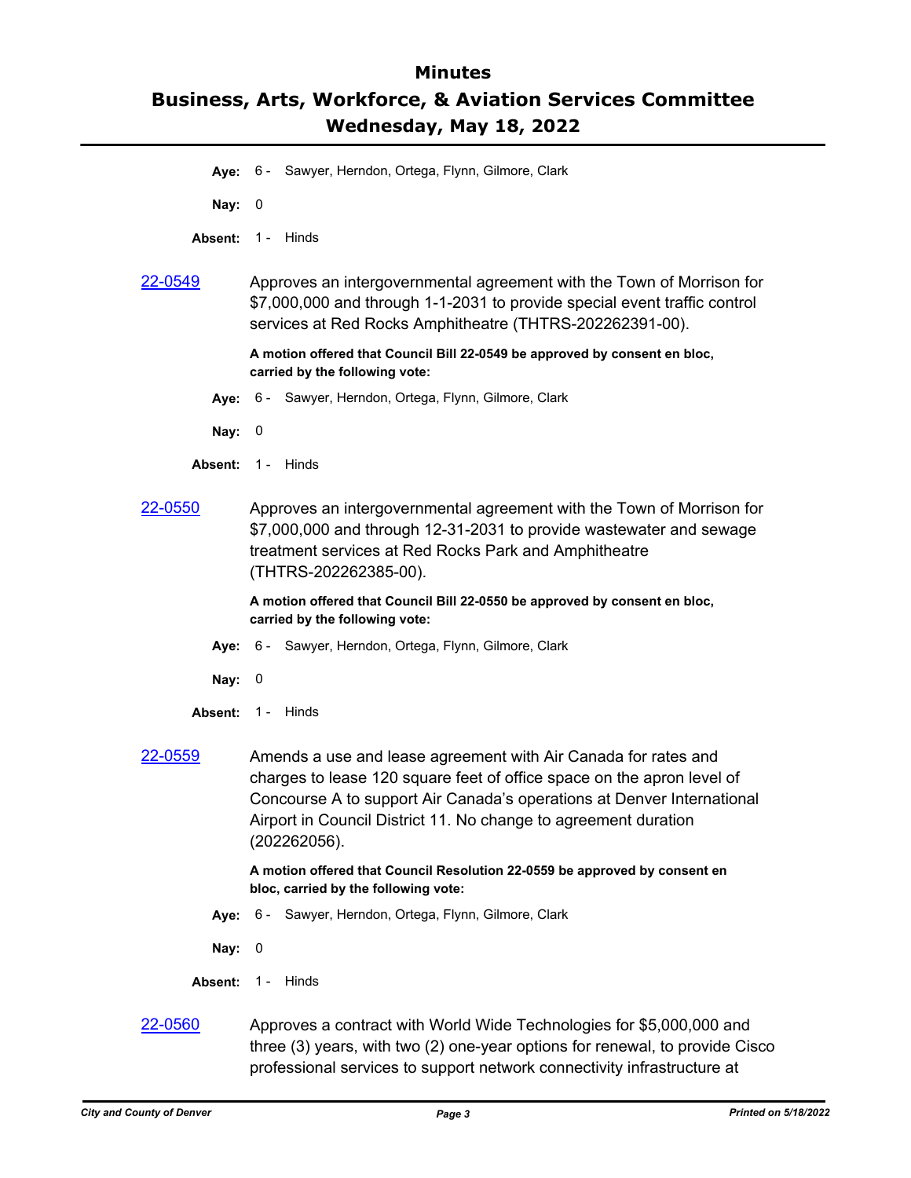**Aye:** 6 - Sawyer, Herndon, Ortega, Flynn, Gilmore, Clark

**Nay:** 0

**Absent:** 1 - Hinds

[22-0549](22-0549) Approves an intergovernmental agreement with the Town of Morrison for $7,000,000 and through 1-1-2031 to provide special event traffic control services at Red Rocks Amphitheatre (THTRS-202262391-00).

**A motion offered that Council Bill 22-0549 be approved by consent en bloc, carried by the following vote:**

**Aye:** 6 - Sawyer, Herndon, Ortega, Flynn, Gilmore, Clark

**Nay:** 0

**Absent:** 1 - Hinds

[22-0550](22-0550) Approves an intergovernmental agreement with the Town of Morrison for $7,000,000 and through 12-31-2031 to provide wastewater and sewage treatment services at Red Rocks Park and Amphitheatre (THTRS-202262385-00).

**A motion offered that Council Bill 22-0550 be approved by consent en bloc, carried by the following vote:**

**Aye:** 6 - Sawyer, Herndon, Ortega, Flynn, Gilmore, Clark

**Nay:** 0

**Absent:** 1 - Hinds

[22-0559](22-0559) Amends a use and lease agreement with Air Canada for rates and charges to lease 120 square feet of office space on the apron level of Concourse A to support Air Canada's operations at Denver International Airport in Council District 11. No change to agreement duration (202262056).

**A motion offered that Council Resolution 22-0559 be approved by consent en bloc, carried by the following vote:**

**Aye:** 6 - Sawyer, Herndon, Ortega, Flynn, Gilmore, Clark

**Nay:** 0

**Absent:** 1 - Hinds

[22-0560](22-0560) Approves a contract with World Wide Technologies for $5,000,000 and three (3) years, with two (2) one-year options for renewal, to provide Cisco professional services to support network connectivity infrastructure at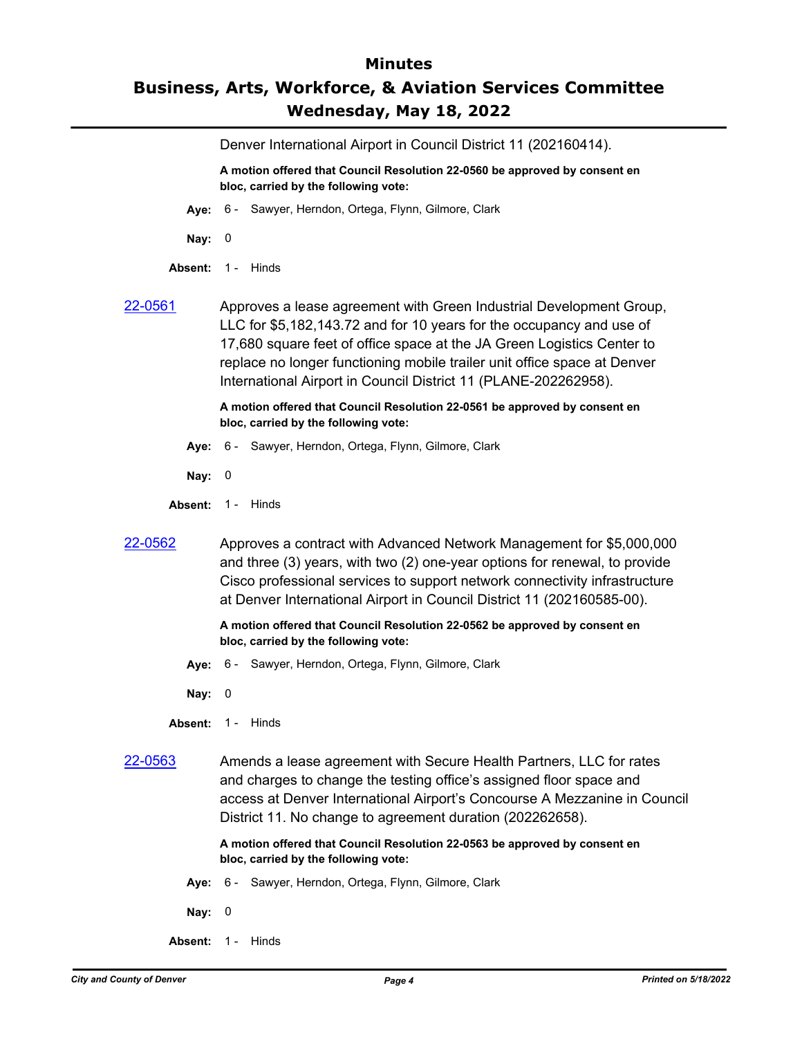Denver International Airport in Council District 11 (202160414).

**A motion offered that Council Resolution 22-0560 be approved by consent en bloc, carried by the following vote:**

**Aye:** 6 - Sawyer, Herndon, Ortega, Flynn, Gilmore, Clark

**Nay:** 0

**Absent:** 1 - Hinds

22-0561 Approves a lease agreement with Green Industrial Development Group, LLC for $5,182,143.72 and for 10 years for the occupancy and use of 17,680 square feet of office space at the JA Green Logistics Center to replace no longer functioning mobile trailer unit office space at Denver International Airport in Council District 11 (PLANE-202262958).

**A motion offered that Council Resolution 22-0561 be approved by consent en bloc, carried by the following vote:**

**Aye:** 6 - Sawyer, Herndon, Ortega, Flynn, Gilmore, Clark

**Nay:** 0

**Absent:** 1 - Hinds

22-0562 Approves a contract with Advanced Network Management for $5,000,000 and three (3) years, with two (2) one-year options for renewal, to provide Cisco professional services to support network connectivity infrastructure at Denver International Airport in Council District 11 (202160585-00).

**A motion offered that Council Resolution 22-0562 be approved by consent en bloc, carried by the following vote:**

**Aye:** 6 - Sawyer, Herndon, Ortega, Flynn, Gilmore, Clark

**Nay:** 0

**Absent:** 1 - Hinds

22-0563 Amends a lease agreement with Secure Health Partners, LLC for rates and charges to change the testing office's assigned floor space and access at Denver International Airport's Concourse A Mezzanine in Council District 11. No change to agreement duration (202262658).

**A motion offered that Council Resolution 22-0563 be approved by consent en bloc, carried by the following vote:**

**Aye:** 6 - Sawyer, Herndon, Ortega, Flynn, Gilmore, Clark

**Nay:** 0

**Absent:** 1 - Hinds